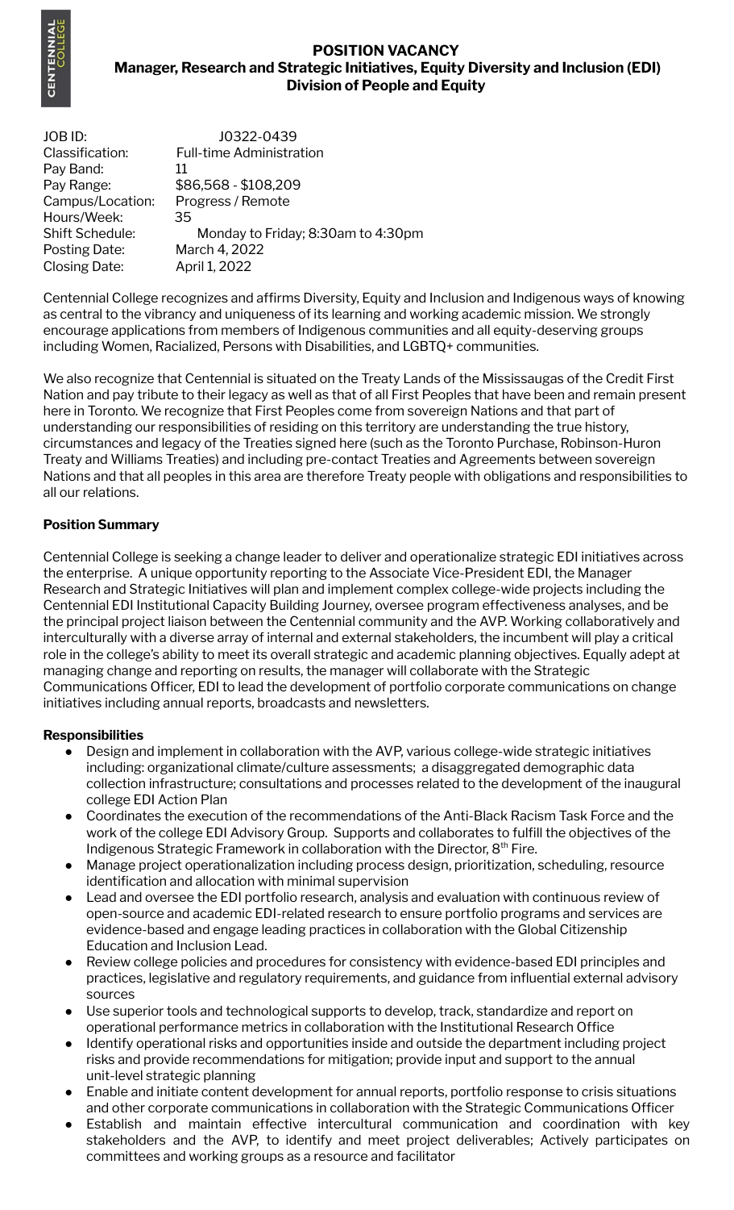# POSITION VACANCY

## Manager, Research and Strategic Initiatives, Equity Diversity and Inclusion (EDI)

### Division of People and Equity

| | |
|---|---|
| JOB ID: | J0322-0439 |
| Classification: | Full-time Administration |
| Pay Band: | 11 |
| Pay Range: | $86,568 - $108,209 |
| Campus/Location: | Progress / Remote |
| Hours/Week: | 35 |
| Shift Schedule: | Monday to Friday; 8:30am to 4:30pm |
| Posting Date: | March 4, 2022 |
| Closing Date: | April 1, 2022 |

Centennial College recognizes and affirms Diversity, Equity and Inclusion and Indigenous ways of knowing as central to the vibrancy and uniqueness of its learning and working academic mission. We strongly encourage applications from members of Indigenous communities and all equity-deserving groups including Women, Racialized, Persons with Disabilities, and LGBTQ+ communities.

We also recognize that Centennial is situated on the Treaty Lands of the Mississaugas of the Credit First Nation and pay tribute to their legacy as well as that of all First Peoples that have been and remain present here in Toronto. We recognize that First Peoples come from sovereign Nations and that part of understanding our responsibilities of residing on this territory are understanding the true history, circumstances and legacy of the Treaties signed here (such as the Toronto Purchase, Robinson-Huron Treaty and Williams Treaties) and including pre-contact Treaties and Agreements between sovereign Nations and that all peoples in this area are therefore Treaty people with obligations and responsibilities to all our relations.

**Position Summary**

Centennial College is seeking a change leader to deliver and operationalize strategic EDI initiatives across the enterprise. A unique opportunity reporting to the Associate Vice-President EDI, the Manager Research and Strategic Initiatives will plan and implement complex college-wide projects including the Centennial EDI Institutional Capacity Building Journey, oversee program effectiveness analyses, and be the principal project liaison between the Centennial community and the AVP. Working collaboratively and interculturally with a diverse array of internal and external stakeholders, the incumbent will play a critical role in the college's ability to meet its overall strategic and academic planning objectives. Equally adept at managing change and reporting on results, the manager will collaborate with the Strategic Communications Officer, EDI to lead the development of portfolio corporate communications on change initiatives including annual reports, broadcasts and newsletters.

**Responsibilities**

- Design and implement in collaboration with the AVP, various college-wide strategic initiatives including: organizational climate/culture assessments; a disaggregated demographic data collection infrastructure; consultations and processes related to the development of the inaugural college EDI Action Plan
- Coordinates the execution of the recommendations of the Anti-Black Racism Task Force and the work of the college EDI Advisory Group. Supports and collaborates to fulfill the objectives of the Indigenous Strategic Framework in collaboration with the Director, 8th Fire.
- Manage project operationalization including process design, prioritization, scheduling, resource identification and allocation with minimal supervision
- Lead and oversee the EDI portfolio research, analysis and evaluation with continuous review of open-source and academic EDI-related research to ensure portfolio programs and services are evidence-based and engage leading practices in collaboration with the Global Citizenship Education and Inclusion Lead.
- Review college policies and procedures for consistency with evidence-based EDI principles and practices, legislative and regulatory requirements, and guidance from influential external advisory sources
- Use superior tools and technological supports to develop, track, standardize and report on operational performance metrics in collaboration with the Institutional Research Office
- Identify operational risks and opportunities inside and outside the department including project risks and provide recommendations for mitigation; provide input and support to the annual unit-level strategic planning
- Enable and initiate content development for annual reports, portfolio response to crisis situations and other corporate communications in collaboration with the Strategic Communications Officer
- Establish and maintain effective intercultural communication and coordination with key stakeholders and the AVP, to identify and meet project deliverables; Actively participates on committees and working groups as a resource and facilitator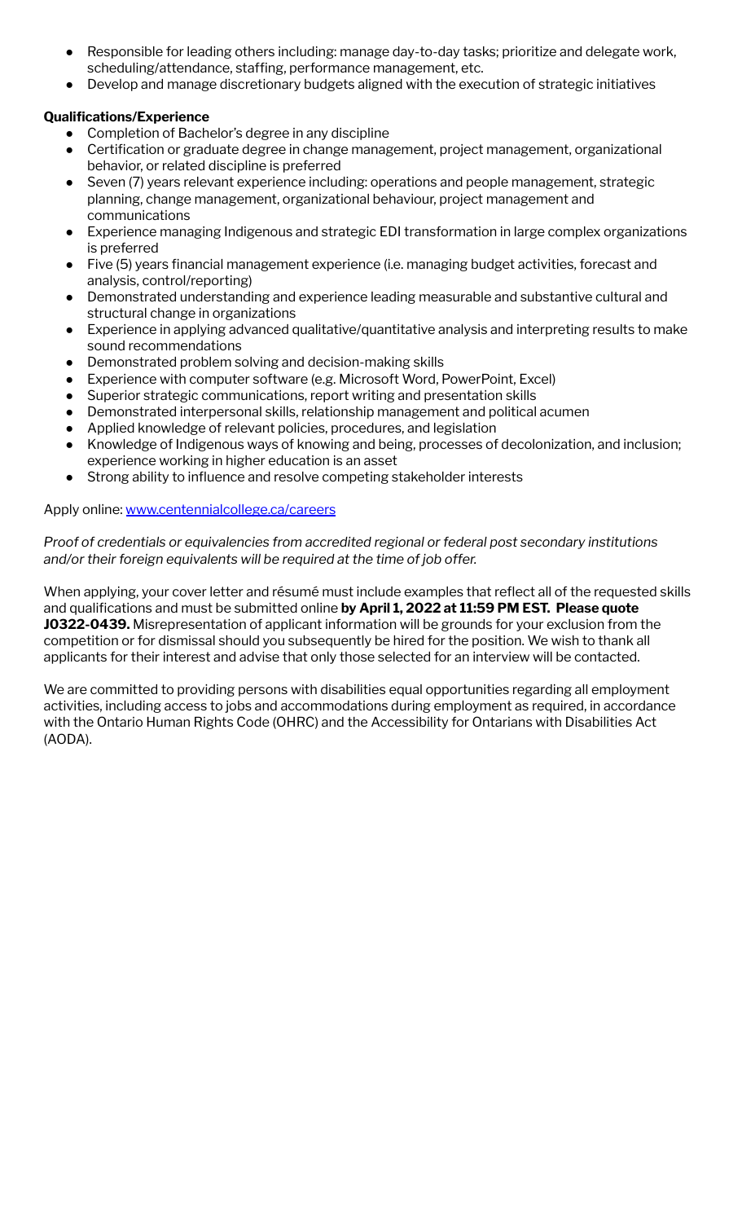- Responsible for leading others including: manage day-to-day tasks; prioritize and delegate work, scheduling/attendance, staffing, performance management, etc.
- Develop and manage discretionary budgets aligned with the execution of strategic initiatives

**Qualifications/Experience**

- Completion of Bachelor's degree in any discipline
- Certification or graduate degree in change management, project management, organizational behavior, or related discipline is preferred
- Seven (7) years relevant experience including: operations and people management, strategic planning, change management, organizational behaviour, project management and communications
- Experience managing Indigenous and strategic EDI transformation in large complex organizations is preferred
- Five (5) years financial management experience (i.e. managing budget activities, forecast and analysis, control/reporting)
- Demonstrated understanding and experience leading measurable and substantive cultural and structural change in organizations
- Experience in applying advanced qualitative/quantitative analysis and interpreting results to make sound recommendations
- Demonstrated problem solving and decision-making skills
- Experience with computer software (e.g. Microsoft Word, PowerPoint, Excel)
- Superior strategic communications, report writing and presentation skills
- Demonstrated interpersonal skills, relationship management and political acumen
- Applied knowledge of relevant policies, procedures, and legislation
- Knowledge of Indigenous ways of knowing and being, processes of decolonization, and inclusion; experience working in higher education is an asset
- Strong ability to influence and resolve competing stakeholder interests

Apply online: [www.centennialcollege.ca/careers](www.centennialcollege.ca/careers)

*Proof of credentials or equivalencies from accredited regional or federal post secondary institutions and/or their foreign equivalents will be required at the time of job offer.*

When applying, your cover letter and résumé must include examples that reflect all of the requested skills and qualifications and must be submitted online **by April 1, 2022 at 11:59 PM EST. Please quote J0322-0439.** Misrepresentation of applicant information will be grounds for your exclusion from the competition or for dismissal should you subsequently be hired for the position. We wish to thank all applicants for their interest and advise that only those selected for an interview will be contacted.

We are committed to providing persons with disabilities equal opportunities regarding all employment activities, including access to jobs and accommodations during employment as required, in accordance with the Ontario Human Rights Code (OHRC) and the Accessibility for Ontarians with Disabilities Act (AODA).